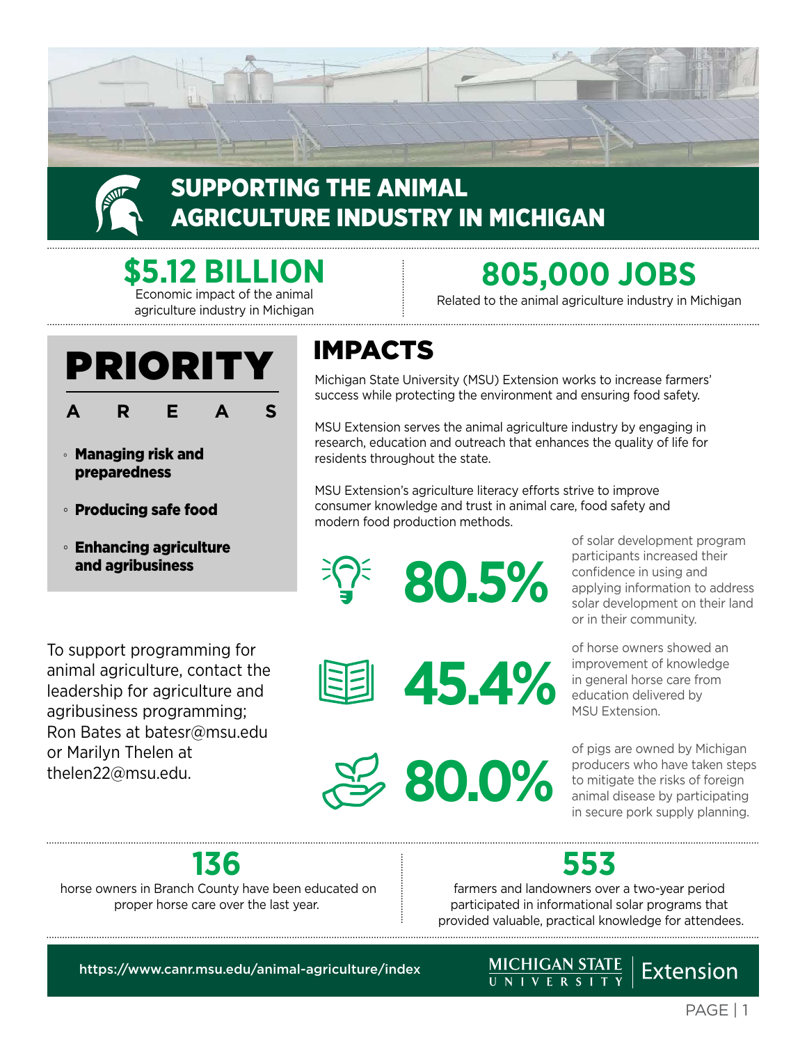# SUPPORTING THE ANIMAL AGRICULTURE INDUSTRY IN MICHIGAN

**$5.12 BILLION**
Economic impact of the animal agriculture industry in Michigan

**805,000 JOBS**
Related to the animal agriculture industry in Michigan

## PRIORITY AREAS

- **Managing risk and preparedness**
- **Producing safe food**
- **Enhancing agriculture and agribusiness**

To support programming for animal agriculture, contact the leadership for agriculture and agribusiness programming; Ron Bates at batesr@msu.edu or Marilyn Thelen at thelen22@msu.edu.

## IMPACTS

Michigan State University (MSU) Extension works to increase farmers' success while protecting the environment and ensuring food safety.

MSU Extension serves the animal agriculture industry by engaging in research, education and outreach that enhances the quality of life for residents throughout the state.

MSU Extension's agriculture literacy efforts strive to improve consumer knowledge and trust in animal care, food safety and modern food production methods.

**80.5%** of solar development program participants increased their confidence in using and applying information to address solar development on their land or in their community.

**45.4%** of horse owners showed an improvement of knowledge in general horse care from education delivered by MSU Extension.

**80.0%** of pigs are owned by Michigan producers who have taken steps to mitigate the risks of foreign animal disease by participating in secure pork supply planning.

**136**
horse owners in Branch County have been educated on proper horse care over the last year.

**553**
farmers and landowners over a two-year period participated in informational solar programs that provided valuable, practical knowledge for attendees.

https://www.canr.msu.edu/animal-agriculture/index

MICHIGAN STATE UNIVERSITY Extension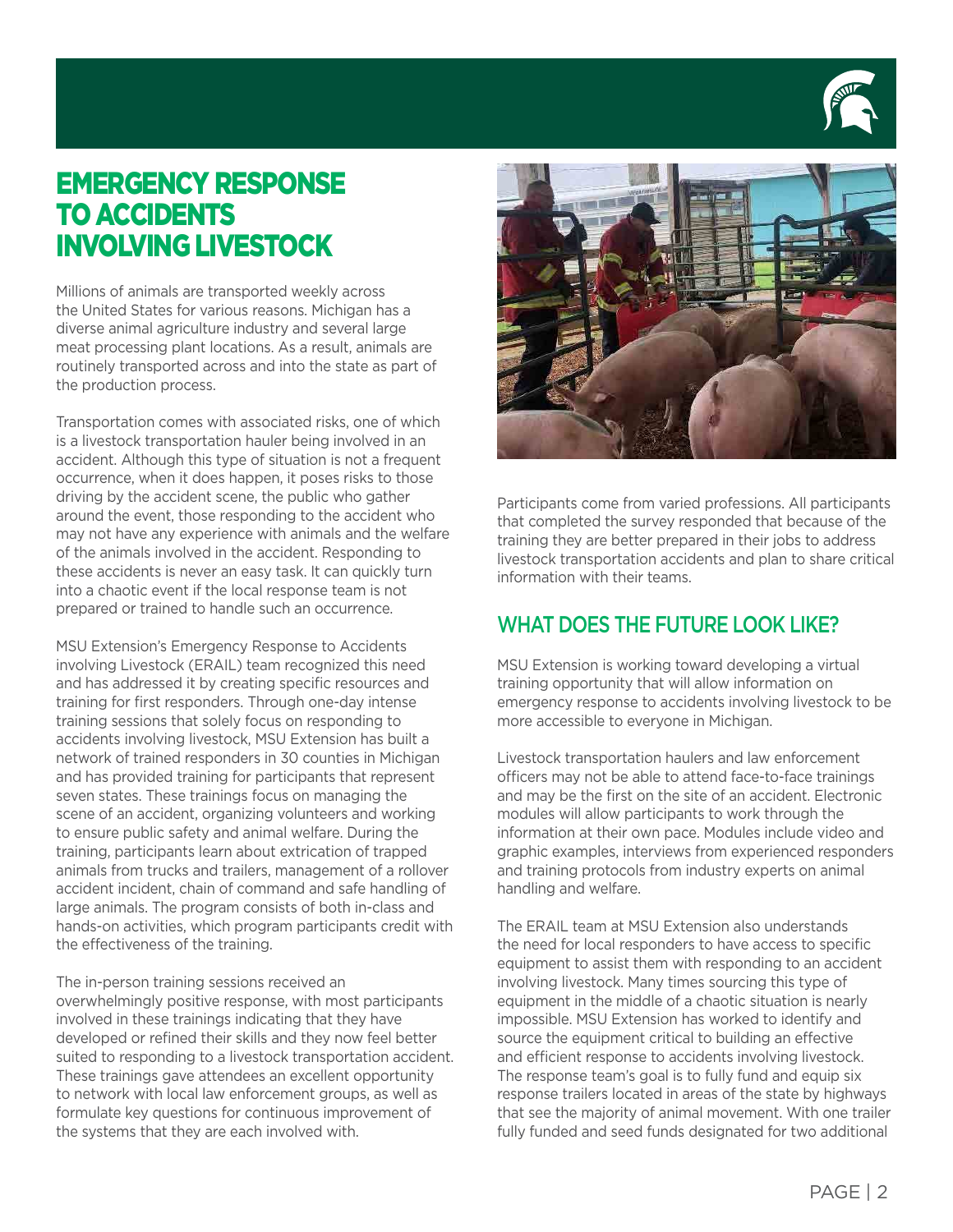# EMERGENCY RESPONSE TO ACCIDENTS INVOLVING LIVESTOCK

Millions of animals are transported weekly across the United States for various reasons. Michigan has a diverse animal agriculture industry and several large meat processing plant locations. As a result, animals are routinely transported across and into the state as part of the production process.

Transportation comes with associated risks, one of which is a livestock transportation hauler being involved in an accident. Although this type of situation is not a frequent occurrence, when it does happen, it poses risks to those driving by the accident scene, the public who gather around the event, those responding to the accident who may not have any experience with animals and the welfare of the animals involved in the accident. Responding to these accidents is never an easy task. It can quickly turn into a chaotic event if the local response team is not prepared or trained to handle such an occurrence.

MSU Extension's Emergency Response to Accidents involving Livestock (ERAIL) team recognized this need and has addressed it by creating specific resources and training for first responders. Through one-day intense training sessions that solely focus on responding to accidents involving livestock, MSU Extension has built a network of trained responders in 30 counties in Michigan and has provided training for participants that represent seven states. These trainings focus on managing the scene of an accident, organizing volunteers and working to ensure public safety and animal welfare. During the training, participants learn about extrication of trapped animals from trucks and trailers, management of a rollover accident incident, chain of command and safe handling of large animals. The program consists of both in-class and hands-on activities, which program participants credit with the effectiveness of the training.

The in-person training sessions received an overwhelmingly positive response, with most participants involved in these trainings indicating that they have developed or refined their skills and they now feel better suited to responding to a livestock transportation accident. These trainings gave attendees an excellent opportunity to network with local law enforcement groups, as well as formulate key questions for continuous improvement of the systems that they are each involved with.

Participants come from varied professions. All participants that completed the survey responded that because of the training they are better prepared in their jobs to address livestock transportation accidents and plan to share critical information with their teams.

## WHAT DOES THE FUTURE LOOK LIKE?

MSU Extension is working toward developing a virtual training opportunity that will allow information on emergency response to accidents involving livestock to be more accessible to everyone in Michigan.

Livestock transportation haulers and law enforcement officers may not be able to attend face-to-face trainings and may be the first on the site of an accident. Electronic modules will allow participants to work through the information at their own pace. Modules include video and graphic examples, interviews from experienced responders and training protocols from industry experts on animal handling and welfare.

The ERAIL team at MSU Extension also understands the need for local responders to have access to specific equipment to assist them with responding to an accident involving livestock. Many times sourcing this type of equipment in the middle of a chaotic situation is nearly impossible. MSU Extension has worked to identify and source the equipment critical to building an effective and efficient response to accidents involving livestock. The response team's goal is to fully fund and equip six response trailers located in areas of the state by highways that see the majority of animal movement. With one trailer fully funded and seed funds designated for two additional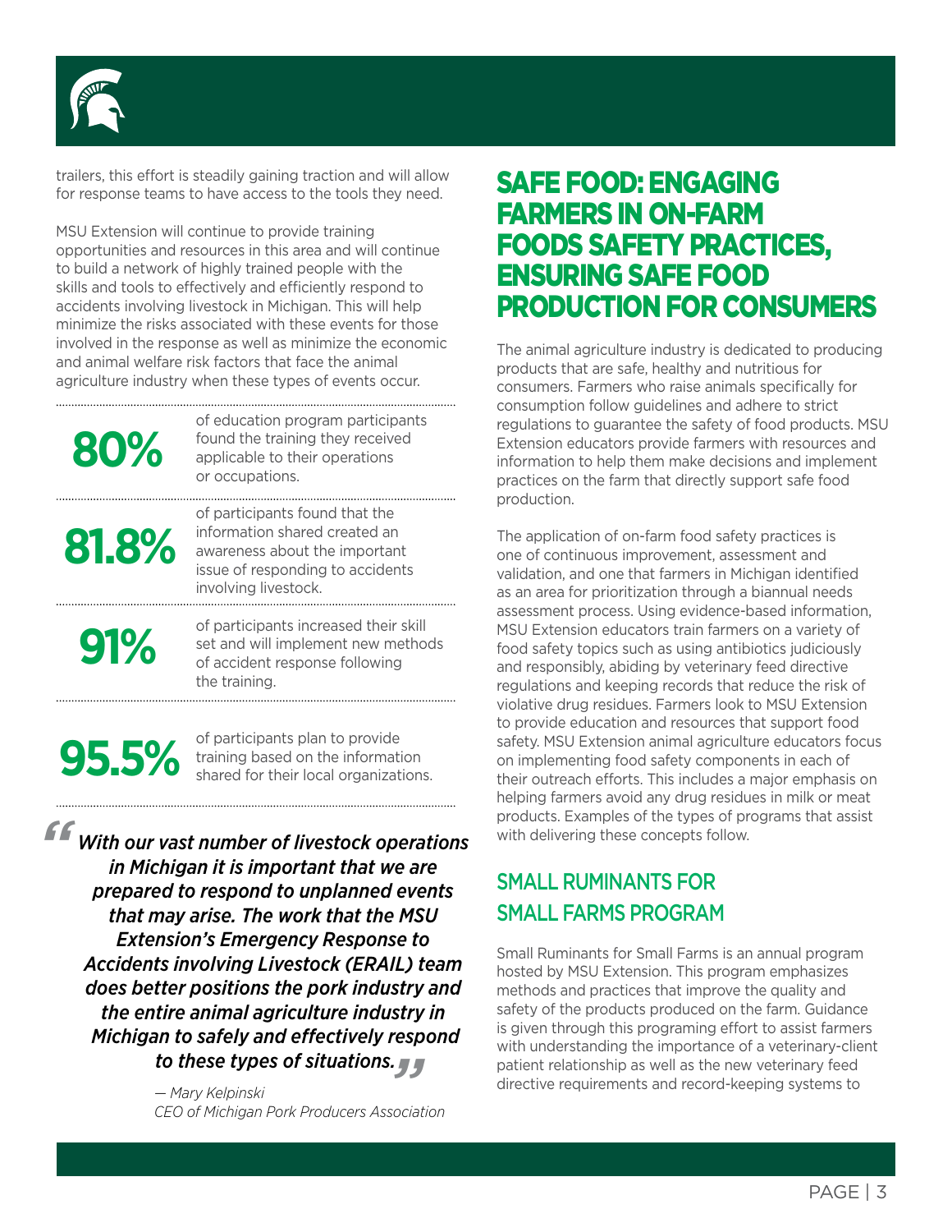trailers, this effort is steadily gaining traction and will allow for response teams to have access to the tools they need.

MSU Extension will continue to provide training opportunities and resources in this area and will continue to build a network of highly trained people with the skills and tools to effectively and efficiently respond to accidents involving livestock in Michigan. This will help minimize the risks associated with these events for those involved in the response as well as minimize the economic and animal welfare risk factors that face the animal agriculture industry when these types of events occur.

**80%** of education program participants found the training they received applicable to their operations or occupations.

**81.8%** of participants found that the information shared created an awareness about the important issue of responding to accidents involving livestock.

**91%** of participants increased their skill set and will implement new methods of accident response following the training.

**95.5%** of participants plan to provide training based on the information shared for their local organizations.

> ***"With our vast number of livestock operations in Michigan it is important that we are prepared to respond to unplanned events that may arise. The work that the MSU Extension's Emergency Response to Accidents involving Livestock (ERAIL) team does better positions the pork industry and the entire animal agriculture industry in Michigan to safely and effectively respond to these types of situations."***
>
> *— Mary Kelpinski*
> *CEO of Michigan Pork Producers Association*

## SAFE FOOD: ENGAGING FARMERS IN ON-FARM FOODS SAFETY PRACTICES, ENSURING SAFE FOOD PRODUCTION FOR CONSUMERS

The animal agriculture industry is dedicated to producing products that are safe, healthy and nutritious for consumers. Farmers who raise animals specifically for consumption follow guidelines and adhere to strict regulations to guarantee the safety of food products. MSU Extension educators provide farmers with resources and information to help them make decisions and implement practices on the farm that directly support safe food production.

The application of on-farm food safety practices is one of continuous improvement, assessment and validation, and one that farmers in Michigan identified as an area for prioritization through a biannual needs assessment process. Using evidence-based information, MSU Extension educators train farmers on a variety of food safety topics such as using antibiotics judiciously and responsibly, abiding by veterinary feed directive regulations and keeping records that reduce the risk of violative drug residues. Farmers look to MSU Extension to provide education and resources that support food safety. MSU Extension animal agriculture educators focus on implementing food safety components in each of their outreach efforts. This includes a major emphasis on helping farmers avoid any drug residues in milk or meat products. Examples of the types of programs that assist with delivering these concepts follow.

### SMALL RUMINANTS FOR SMALL FARMS PROGRAM

Small Ruminants for Small Farms is an annual program hosted by MSU Extension. This program emphasizes methods and practices that improve the quality and safety of the products produced on the farm. Guidance is given through this programing effort to assist farmers with understanding the importance of a veterinary-client patient relationship as well as the new veterinary feed directive requirements and record-keeping systems to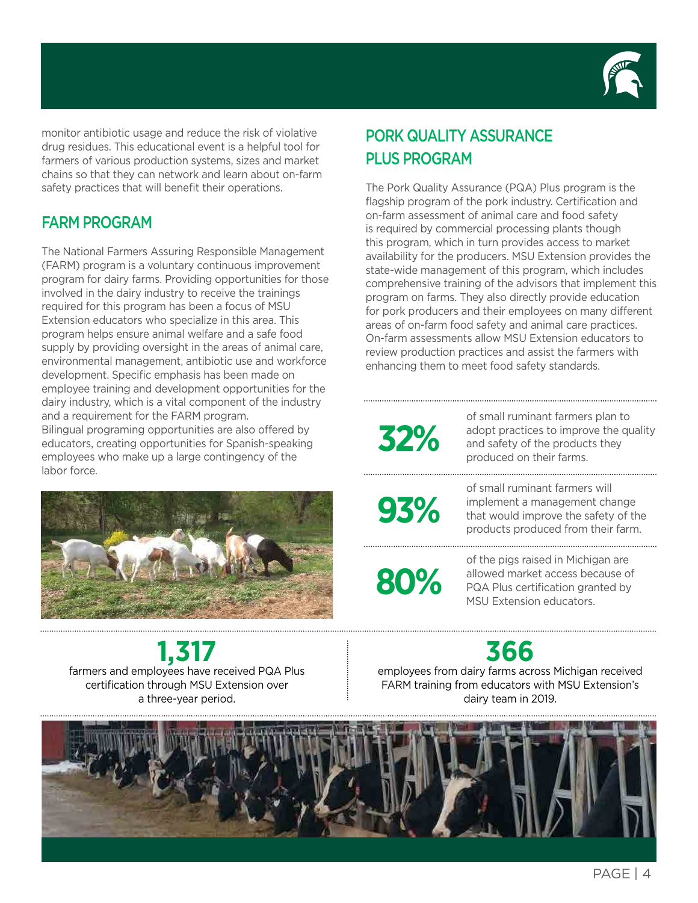monitor antibiotic usage and reduce the risk of violative drug residues. This educational event is a helpful tool for farmers of various production systems, sizes and market chains so that they can network and learn about on-farm safety practices that will benefit their operations.

## FARM PROGRAM

The National Farmers Assuring Responsible Management (FARM) program is a voluntary continuous improvement program for dairy farms. Providing opportunities for those involved in the dairy industry to receive the trainings required for this program has been a focus of MSU Extension educators who specialize in this area. This program helps ensure animal welfare and a safe food supply by providing oversight in the areas of animal care, environmental management, antibiotic use and workforce development. Specific emphasis has been made on employee training and development opportunities for the dairy industry, which is a vital component of the industry and a requirement for the FARM program. Bilingual programing opportunities are also offered by educators, creating opportunities for Spanish-speaking employees who make up a large contingency of the labor force.

## PORK QUALITY ASSURANCE PLUS PROGRAM

The Pork Quality Assurance (PQA) Plus program is the flagship program of the pork industry. Certification and on-farm assessment of animal care and food safety is required by commercial processing plants though this program, which in turn provides access to market availability for the producers. MSU Extension provides the state-wide management of this program, which includes comprehensive training of the advisors that implement this program on farms. They also directly provide education for pork producers and their employees on many different areas of on-farm food safety and animal care practices. On-farm assessments allow MSU Extension educators to review production practices and assist the farmers with enhancing them to meet food safety standards.

**32%** of small ruminant farmers plan to adopt practices to improve the quality and safety of the products they produced on their farms.

**93%** of small ruminant farmers will implement a management change that would improve the safety of the products produced from their farm.

**80%** of the pigs raised in Michigan are allowed market access because of PQA Plus certification granted by MSU Extension educators.

**1,317** farmers and employees have received PQA Plus certification through MSU Extension over a three-year period.

**366** employees from dairy farms across Michigan received FARM training from educators with MSU Extension's dairy team in 2019.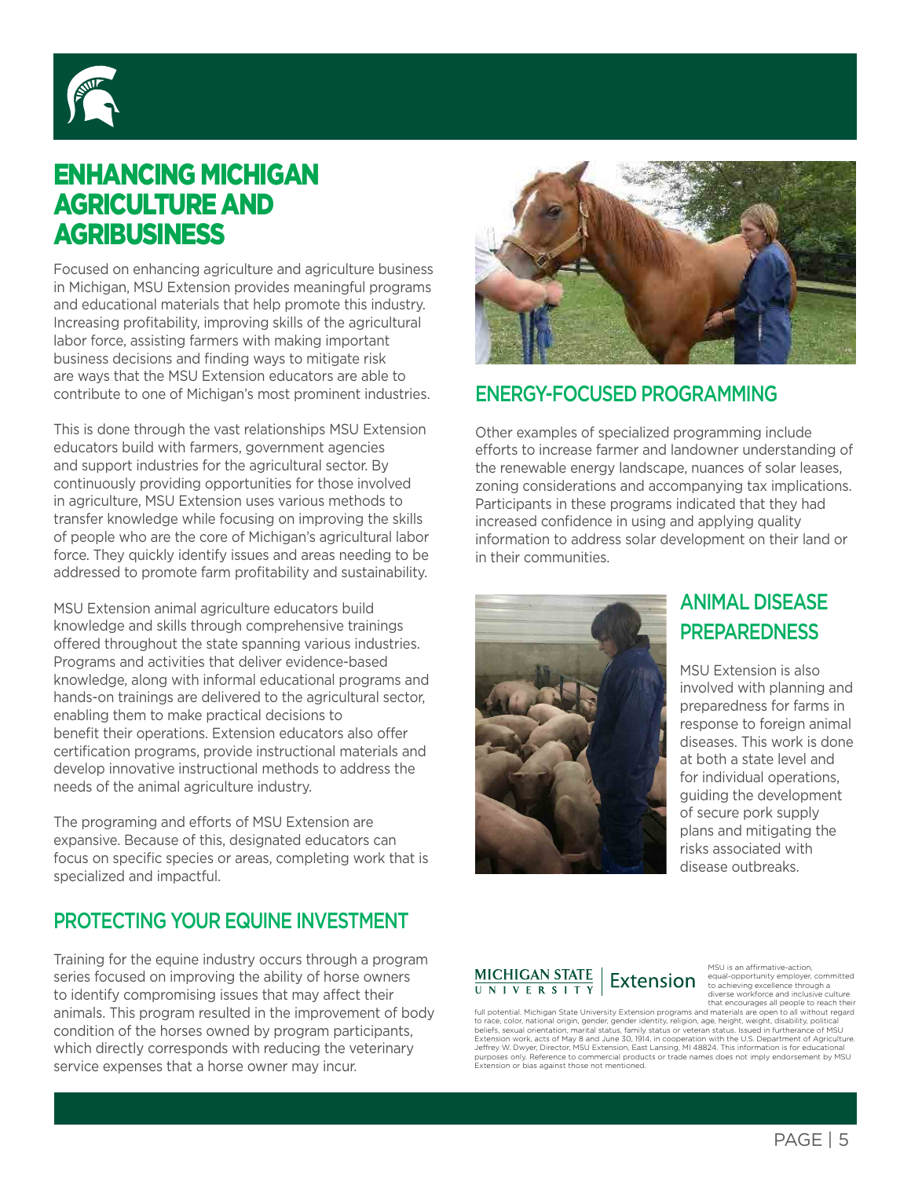## ENHANCING MICHIGAN AGRICULTURE AND AGRIBUSINESS

Focused on enhancing agriculture and agriculture business in Michigan, MSU Extension provides meaningful programs and educational materials that help promote this industry. Increasing profitability, improving skills of the agricultural labor force, assisting farmers with making important business decisions and finding ways to mitigate risk are ways that the MSU Extension educators are able to contribute to one of Michigan's most prominent industries.

This is done through the vast relationships MSU Extension educators build with farmers, government agencies and support industries for the agricultural sector. By continuously providing opportunities for those involved in agriculture, MSU Extension uses various methods to transfer knowledge while focusing on improving the skills of people who are the core of Michigan's agricultural labor force. They quickly identify issues and areas needing to be addressed to promote farm profitability and sustainability.

MSU Extension animal agriculture educators build knowledge and skills through comprehensive trainings offered throughout the state spanning various industries. Programs and activities that deliver evidence-based knowledge, along with informal educational programs and hands-on trainings are delivered to the agricultural sector, enabling them to make practical decisions to benefit their operations. Extension educators also offer certification programs, provide instructional materials and develop innovative instructional methods to address the needs of the animal agriculture industry.

The programing and efforts of MSU Extension are expansive. Because of this, designated educators can focus on specific species or areas, completing work that is specialized and impactful.

### PROTECTING YOUR EQUINE INVESTMENT

Training for the equine industry occurs through a program series focused on improving the ability of horse owners to identify compromising issues that may affect their animals. This program resulted in the improvement of body condition of the horses owned by program participants, which directly corresponds with reducing the veterinary service expenses that a horse owner may incur.

### ENERGY-FOCUSED PROGRAMMING

Other examples of specialized programming include efforts to increase farmer and landowner understanding of the renewable energy landscape, nuances of solar leases, zoning considerations and accompanying tax implications. Participants in these programs indicated that they had increased confidence in using and applying quality information to address solar development on their land or in their communities.

### ANIMAL DISEASE PREPAREDNESS

MSU Extension is also involved with planning and preparedness for farms in response to foreign animal diseases. This work is done at both a state level and for individual operations, guiding the development of secure pork supply plans and mitigating the risks associated with disease outbreaks.

MICHIGAN STATE UNIVERSITY | Extension

MSU is an affirmative-action, equal-opportunity employer, committed to achieving excellence through a diverse workforce and inclusive culture that encourages all people to reach their full potential. Michigan State University Extension programs and materials are open to all without regard to race, color, national origin, gender, gender identity, religion, age, height, weight, disability, political beliefs, sexual orientation, marital status, family status or veteran status. Issued in furtherance of MSU Extension work, acts of May 8 and June 30, 1914, in cooperation with the U.S. Department of Agriculture. Jeffrey W. Dwyer, Director, MSU Extension, East Lansing, MI 48824. This information is for educational purposes only. Reference to commercial products or trade names does not imply endorsement by MSU Extension or bias against those not mentioned.